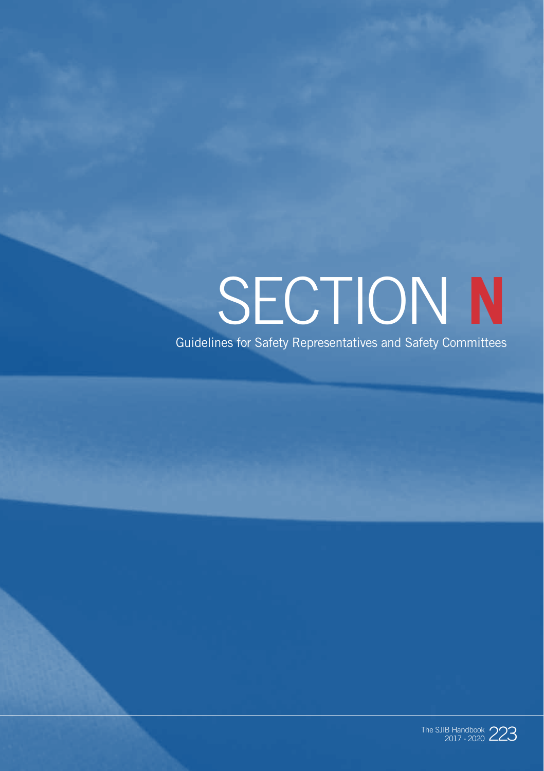# SECTION N

Guidelines for Safety Representatives and Safety Committees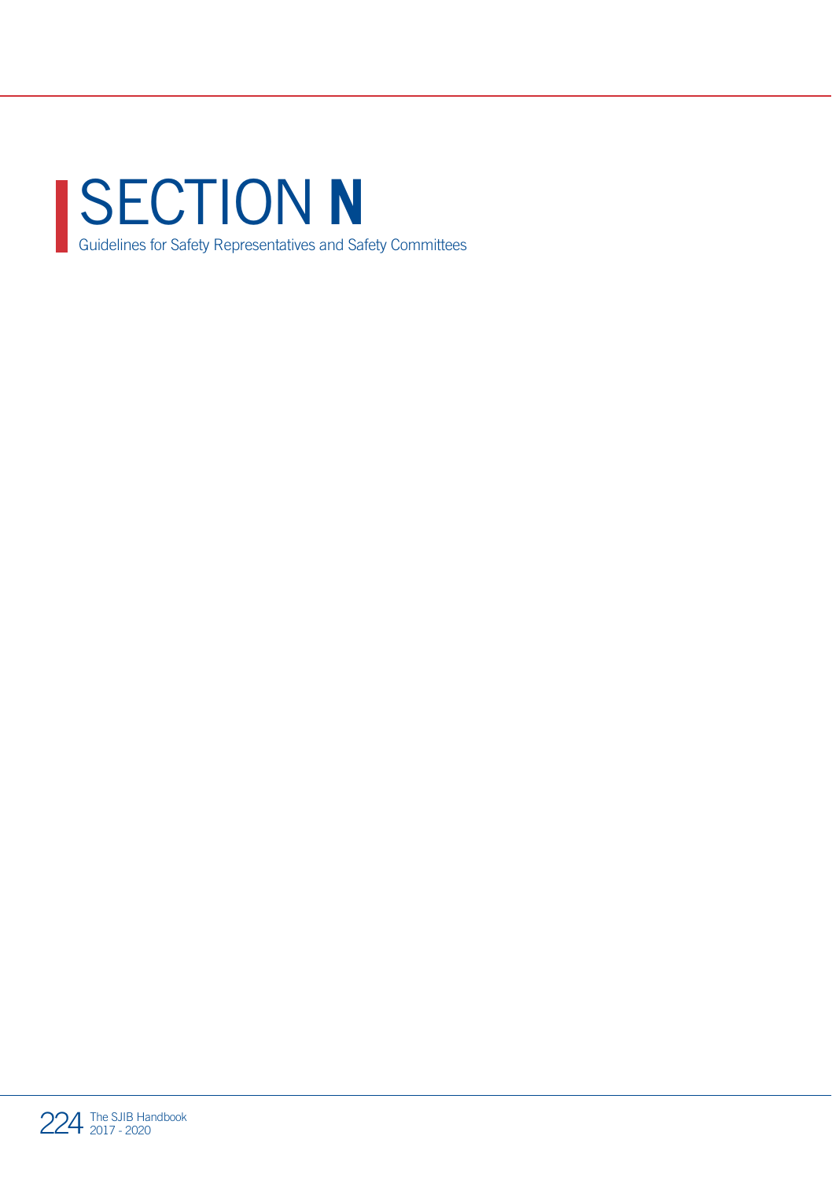# SECTION N

Guidelines for Safety Representatives and Safety Committees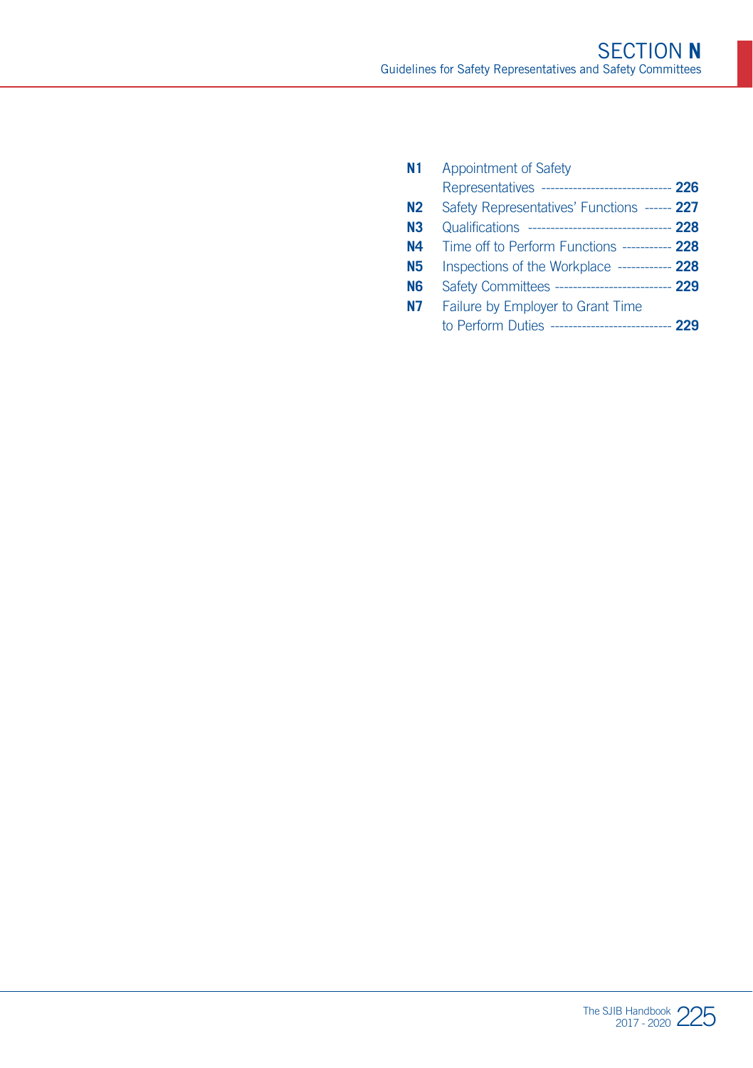# SECTION N

## Guidelines for Safety Representatives and Safety Committees

| | | |
|---|---|---|
| **N1** | Appointment of Safety Representatives | **226** |
| **N2** | Safety Representatives' Functions | **227** |
| **N3** | Qualifications | **228** |
| **N4** | Time off to Perform Functions | **228** |
| **N5** | Inspections of the Workplace | **228** |
| **N6** | Safety Committees | **229** |
| **N7** | Failure by Employer to Grant Time to Perform Duties | **229** |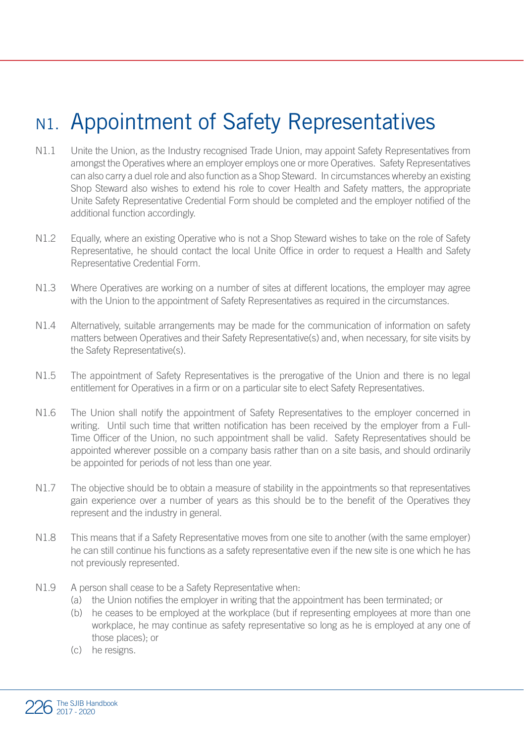# N1. Appointment of Safety Representatives

N1.1 Unite the Union, as the Industry recognised Trade Union, may appoint Safety Representatives from amongst the Operatives where an employer employs one or more Operatives. Safety Representatives can also carry a duel role and also function as a Shop Steward. In circumstances whereby an existing Shop Steward also wishes to extend his role to cover Health and Safety matters, the appropriate Unite Safety Representative Credential Form should be completed and the employer notified of the additional function accordingly.

N1.2 Equally, where an existing Operative who is not a Shop Steward wishes to take on the role of Safety Representative, he should contact the local Unite Office in order to request a Health and Safety Representative Credential Form.

N1.3 Where Operatives are working on a number of sites at different locations, the employer may agree with the Union to the appointment of Safety Representatives as required in the circumstances.

N1.4 Alternatively, suitable arrangements may be made for the communication of information on safety matters between Operatives and their Safety Representative(s) and, when necessary, for site visits by the Safety Representative(s).

N1.5 The appointment of Safety Representatives is the prerogative of the Union and there is no legal entitlement for Operatives in a firm or on a particular site to elect Safety Representatives.

N1.6 The Union shall notify the appointment of Safety Representatives to the employer concerned in writing. Until such time that written notification has been received by the employer from a Full-Time Officer of the Union, no such appointment shall be valid. Safety Representatives should be appointed wherever possible on a company basis rather than on a site basis, and should ordinarily be appointed for periods of not less than one year.

N1.7 The objective should be to obtain a measure of stability in the appointments so that representatives gain experience over a number of years as this should be to the benefit of the Operatives they represent and the industry in general.

N1.8 This means that if a Safety Representative moves from one site to another (with the same employer) he can still continue his functions as a safety representative even if the new site is one which he has not previously represented.

N1.9 A person shall cease to be a Safety Representative when:

(a) the Union notifies the employer in writing that the appointment has been terminated; or

(b) he ceases to be employed at the workplace (but if representing employees at more than one workplace, he may continue as safety representative so long as he is employed at any one of those places); or

(c) he resigns.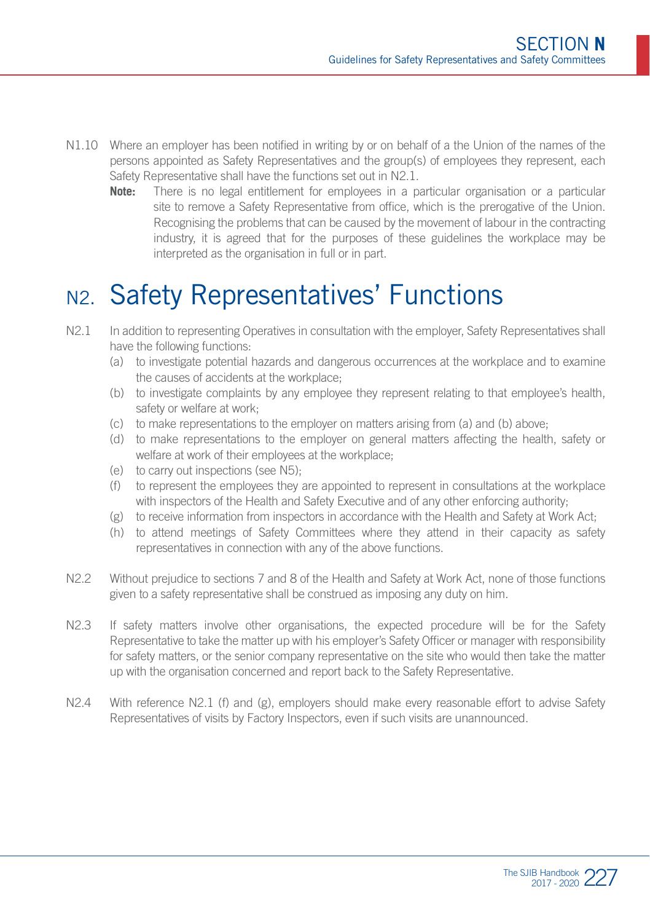N1.10 Where an employer has been notified in writing by or on behalf of a the Union of the names of the persons appointed as Safety Representatives and the group(s) of employees they represent, each Safety Representative shall have the functions set out in N2.1.

**Note:** There is no legal entitlement for employees in a particular organisation or a particular site to remove a Safety Representative from office, which is the prerogative of the Union. Recognising the problems that can be caused by the movement of labour in the contracting industry, it is agreed that for the purposes of these guidelines the workplace may be interpreted as the organisation in full or in part.

# N2. Safety Representatives' Functions

N2.1 In addition to representing Operatives in consultation with the employer, Safety Representatives shall have the following functions:

- (a) to investigate potential hazards and dangerous occurrences at the workplace and to examine the causes of accidents at the workplace;
- (b) to investigate complaints by any employee they represent relating to that employee's health, safety or welfare at work;
- (c) to make representations to the employer on matters arising from (a) and (b) above;
- (d) to make representations to the employer on general matters affecting the health, safety or welfare at work of their employees at the workplace;
- (e) to carry out inspections (see N5);
- (f) to represent the employees they are appointed to represent in consultations at the workplace with inspectors of the Health and Safety Executive and of any other enforcing authority;
- (g) to receive information from inspectors in accordance with the Health and Safety at Work Act;
- (h) to attend meetings of Safety Committees where they attend in their capacity as safety representatives in connection with any of the above functions.

N2.2 Without prejudice to sections 7 and 8 of the Health and Safety at Work Act, none of those functions given to a safety representative shall be construed as imposing any duty on him.

N2.3 If safety matters involve other organisations, the expected procedure will be for the Safety Representative to take the matter up with his employer's Safety Officer or manager with responsibility for safety matters, or the senior company representative on the site who would then take the matter up with the organisation concerned and report back to the Safety Representative.

N2.4 With reference N2.1 (f) and (g), employers should make every reasonable effort to advise Safety Representatives of visits by Factory Inspectors, even if such visits are unannounced.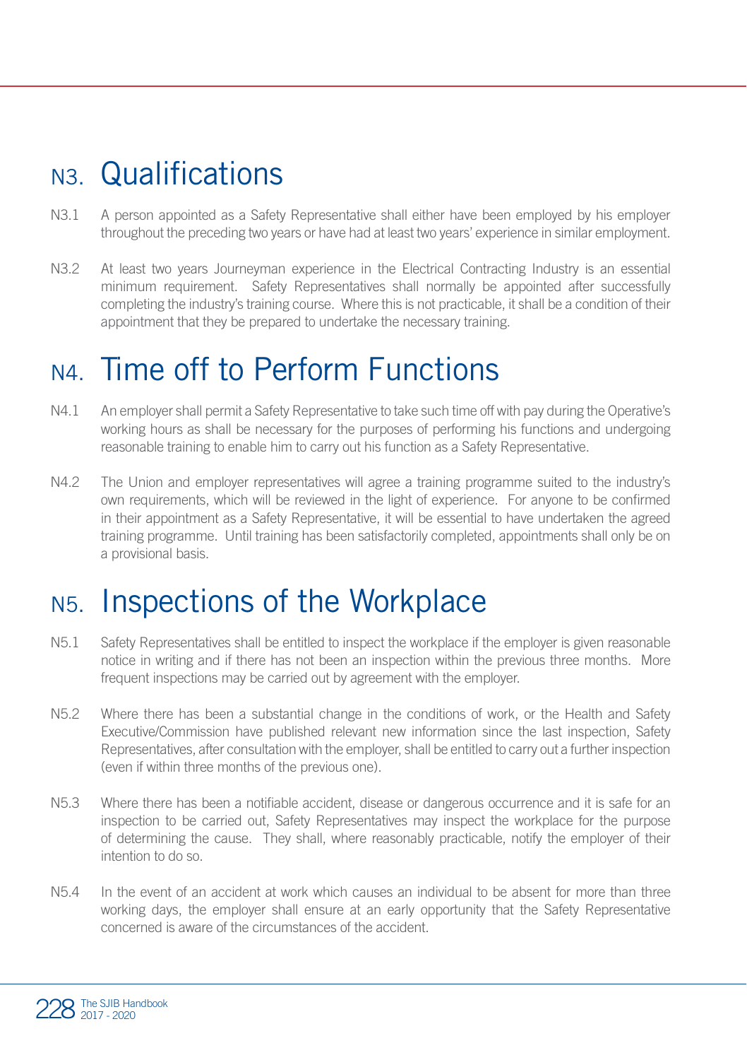# N3. Qualifications

N3.1 A person appointed as a Safety Representative shall either have been employed by his employer throughout the preceding two years or have had at least two years' experience in similar employment.

N3.2 At least two years Journeyman experience in the Electrical Contracting Industry is an essential minimum requirement. Safety Representatives shall normally be appointed after successfully completing the industry's training course. Where this is not practicable, it shall be a condition of their appointment that they be prepared to undertake the necessary training.

# N4. Time off to Perform Functions

N4.1 An employer shall permit a Safety Representative to take such time off with pay during the Operative's working hours as shall be necessary for the purposes of performing his functions and undergoing reasonable training to enable him to carry out his function as a Safety Representative.

N4.2 The Union and employer representatives will agree a training programme suited to the industry's own requirements, which will be reviewed in the light of experience. For anyone to be confirmed in their appointment as a Safety Representative, it will be essential to have undertaken the agreed training programme. Until training has been satisfactorily completed, appointments shall only be on a provisional basis.

# N5. Inspections of the Workplace

N5.1 Safety Representatives shall be entitled to inspect the workplace if the employer is given reasonable notice in writing and if there has not been an inspection within the previous three months. More frequent inspections may be carried out by agreement with the employer.

N5.2 Where there has been a substantial change in the conditions of work, or the Health and Safety Executive/Commission have published relevant new information since the last inspection, Safety Representatives, after consultation with the employer, shall be entitled to carry out a further inspection (even if within three months of the previous one).

N5.3 Where there has been a notifiable accident, disease or dangerous occurrence and it is safe for an inspection to be carried out, Safety Representatives may inspect the workplace for the purpose of determining the cause. They shall, where reasonably practicable, notify the employer of their intention to do so.

N5.4 In the event of an accident at work which causes an individual to be absent for more than three working days, the employer shall ensure at an early opportunity that the Safety Representative concerned is aware of the circumstances of the accident.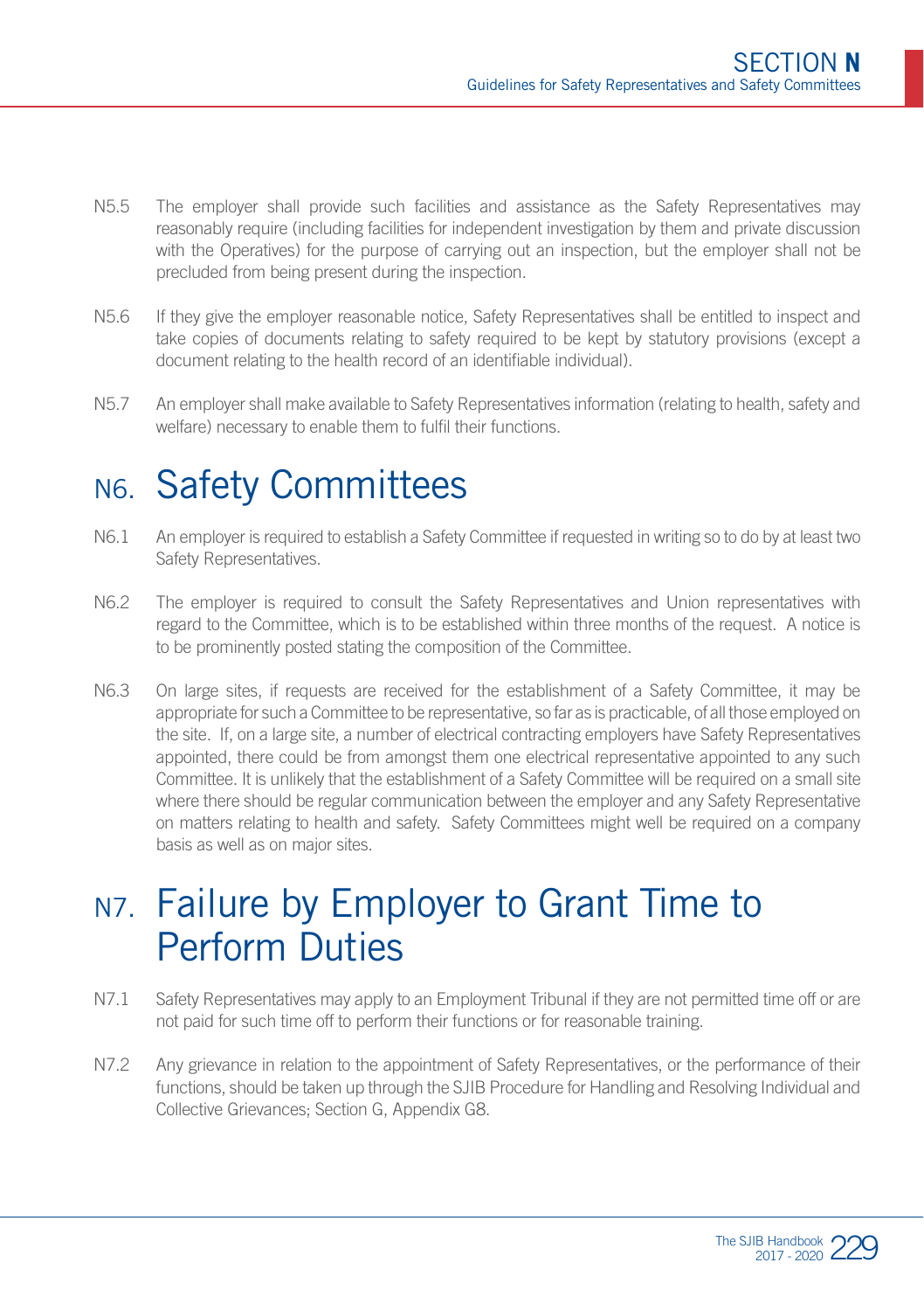N5.5 The employer shall provide such facilities and assistance as the Safety Representatives may reasonably require (including facilities for independent investigation by them and private discussion with the Operatives) for the purpose of carrying out an inspection, but the employer shall not be precluded from being present during the inspection.

N5.6 If they give the employer reasonable notice, Safety Representatives shall be entitled to inspect and take copies of documents relating to safety required to be kept by statutory provisions (except a document relating to the health record of an identifiable individual).

N5.7 An employer shall make available to Safety Representatives information (relating to health, safety and welfare) necessary to enable them to fulfil their functions.

## N6. Safety Committees

N6.1 An employer is required to establish a Safety Committee if requested in writing so to do by at least two Safety Representatives.

N6.2 The employer is required to consult the Safety Representatives and Union representatives with regard to the Committee, which is to be established within three months of the request. A notice is to be prominently posted stating the composition of the Committee.

N6.3 On large sites, if requests are received for the establishment of a Safety Committee, it may be appropriate for such a Committee to be representative, so far as is practicable, of all those employed on the site. If, on a large site, a number of electrical contracting employers have Safety Representatives appointed, there could be from amongst them one electrical representative appointed to any such Committee. It is unlikely that the establishment of a Safety Committee will be required on a small site where there should be regular communication between the employer and any Safety Representative on matters relating to health and safety. Safety Committees might well be required on a company basis as well as on major sites.

## N7. Failure by Employer to Grant Time to Perform Duties

N7.1 Safety Representatives may apply to an Employment Tribunal if they are not permitted time off or are not paid for such time off to perform their functions or for reasonable training.

N7.2 Any grievance in relation to the appointment of Safety Representatives, or the performance of their functions, should be taken up through the SJIB Procedure for Handling and Resolving Individual and Collective Grievances; Section G, Appendix G8.